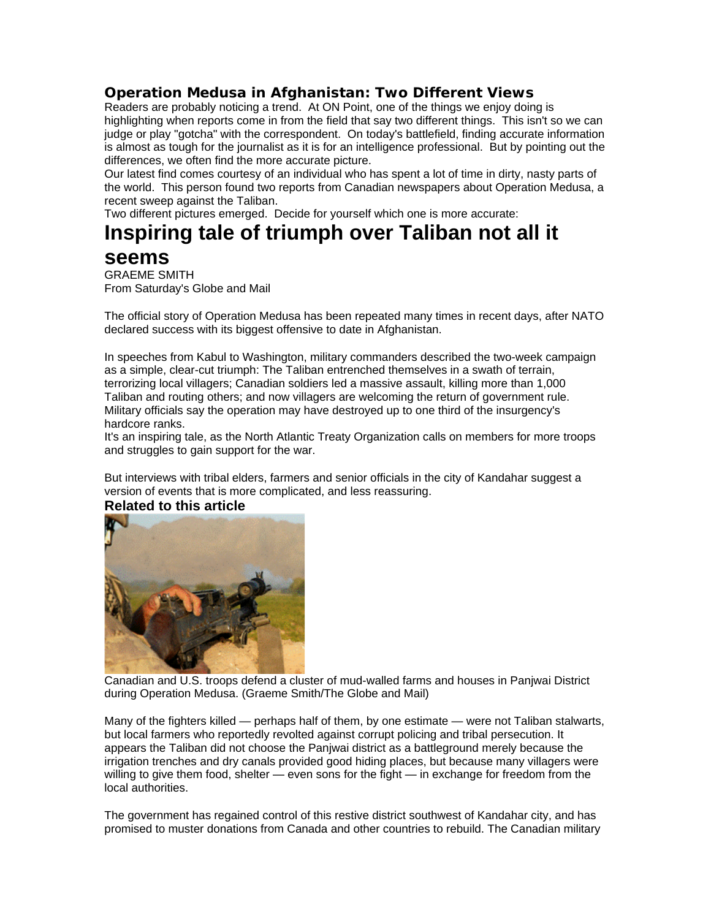## Operation Medusa in Afghanistan: Two Different Views

Readers are probably noticing a trend. At ON Point, one of the things we enjoy doing is highlighting when reports come in from the field that say two different things. This isn't so we can judge or play "gotcha" with the correspondent. On today's battlefield, finding accurate information is almost as tough for the journalist as it is for an intelligence professional. But by pointing out the differences, we often find the more accurate picture.

Our latest find comes courtesy of an individual who has spent a lot of time in dirty, nasty parts of the world. This person found two reports from Canadian newspapers about Operation Medusa, a recent sweep against the Taliban.

Two different pictures emerged. Decide for yourself which one is more accurate:

# Inspiring tale of triumph over Taliban not all it seems

GRAEME SMITH
From Saturday's Globe and Mail

The official story of Operation Medusa has been repeated many times in recent days, after NATO declared success with its biggest offensive to date in Afghanistan.

In speeches from Kabul to Washington, military commanders described the two-week campaign as a simple, clear-cut triumph: The Taliban entrenched themselves in a swath of terrain, terrorizing local villagers; Canadian soldiers led a massive assault, killing more than 1,000 Taliban and routing others; and now villagers are welcoming the return of government rule. Military officials say the operation may have destroyed up to one third of the insurgency's hardcore ranks.

It's an inspiring tale, as the North Atlantic Treaty Organization calls on members for more troops and struggles to gain support for the war.

But interviews with tribal elders, farmers and senior officials in the city of Kandahar suggest a version of events that is more complicated, and less reassuring.

### Related to this article

Canadian and U.S. troops defend a cluster of mud-walled farms and houses in Panjwai District during Operation Medusa. (Graeme Smith/The Globe and Mail)

Many of the fighters killed — perhaps half of them, by one estimate — were not Taliban stalwarts, but local farmers who reportedly revolted against corrupt policing and tribal persecution. It appears the Taliban did not choose the Panjwai district as a battleground merely because the irrigation trenches and dry canals provided good hiding places, but because many villagers were willing to give them food, shelter — even sons for the fight — in exchange for freedom from the local authorities.

The government has regained control of this restive district southwest of Kandahar city, and has promised to muster donations from Canada and other countries to rebuild. The Canadian military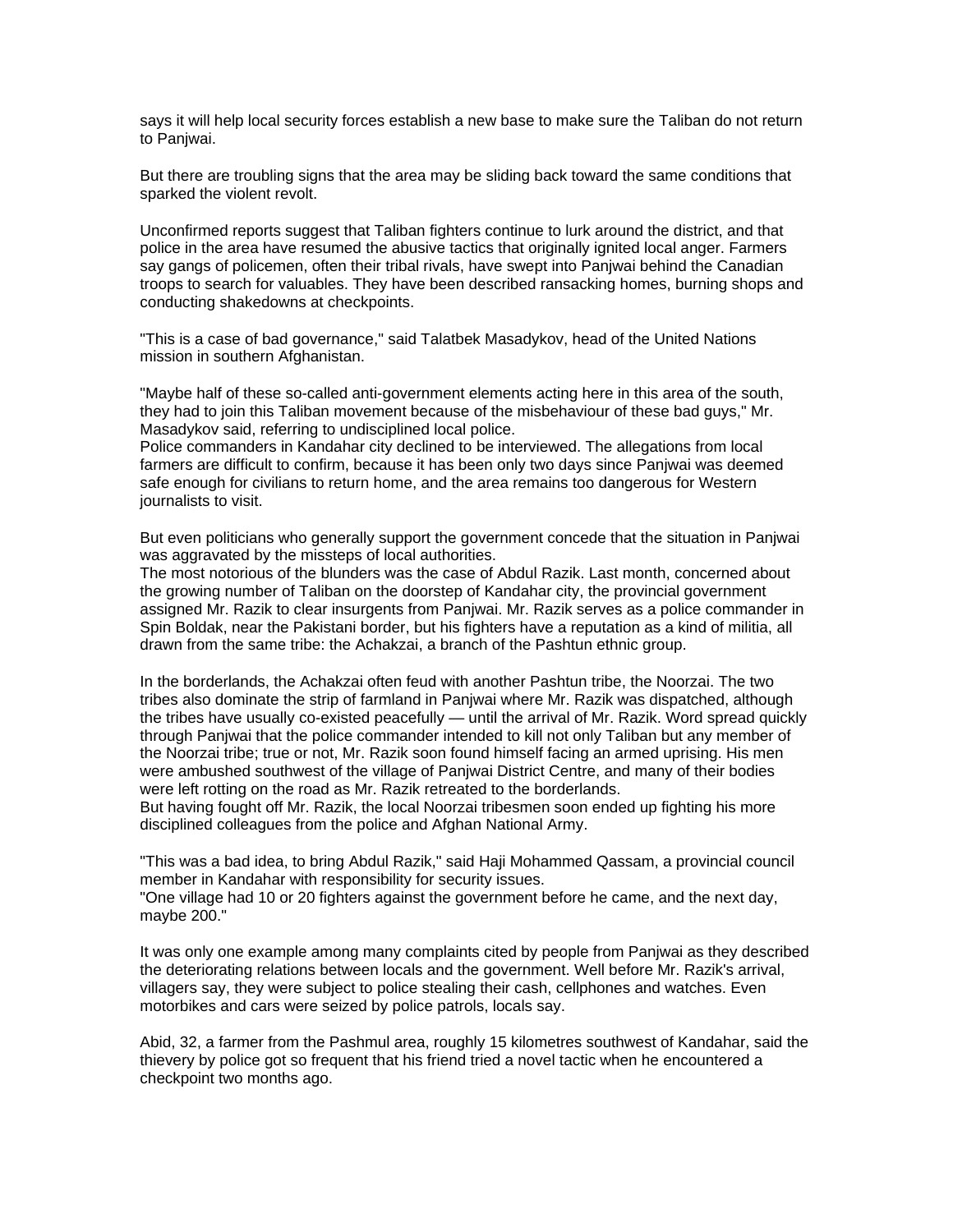says it will help local security forces establish a new base to make sure the Taliban do not return to Panjwai.

But there are troubling signs that the area may be sliding back toward the same conditions that sparked the violent revolt.

Unconfirmed reports suggest that Taliban fighters continue to lurk around the district, and that police in the area have resumed the abusive tactics that originally ignited local anger. Farmers say gangs of policemen, often their tribal rivals, have swept into Panjwai behind the Canadian troops to search for valuables. They have been described ransacking homes, burning shops and conducting shakedowns at checkpoints.

"This is a case of bad governance," said Talatbek Masadykov, head of the United Nations mission in southern Afghanistan.

"Maybe half of these so-called anti-government elements acting here in this area of the south, they had to join this Taliban movement because of the misbehaviour of these bad guys," Mr. Masadykov said, referring to undisciplined local police.
Police commanders in Kandahar city declined to be interviewed. The allegations from local farmers are difficult to confirm, because it has been only two days since Panjwai was deemed safe enough for civilians to return home, and the area remains too dangerous for Western journalists to visit.

But even politicians who generally support the government concede that the situation in Panjwai was aggravated by the missteps of local authorities.
The most notorious of the blunders was the case of Abdul Razik. Last month, concerned about the growing number of Taliban on the doorstep of Kandahar city, the provincial government assigned Mr. Razik to clear insurgents from Panjwai. Mr. Razik serves as a police commander in Spin Boldak, near the Pakistani border, but his fighters have a reputation as a kind of militia, all drawn from the same tribe: the Achakzai, a branch of the Pashtun ethnic group.

In the borderlands, the Achakzai often feud with another Pashtun tribe, the Noorzai. The two tribes also dominate the strip of farmland in Panjwai where Mr. Razik was dispatched, although the tribes have usually co-existed peacefully — until the arrival of Mr. Razik. Word spread quickly through Panjwai that the police commander intended to kill not only Taliban but any member of the Noorzai tribe; true or not, Mr. Razik soon found himself facing an armed uprising. His men were ambushed southwest of the village of Panjwai District Centre, and many of their bodies were left rotting on the road as Mr. Razik retreated to the borderlands.
But having fought off Mr. Razik, the local Noorzai tribesmen soon ended up fighting his more disciplined colleagues from the police and Afghan National Army.

"This was a bad idea, to bring Abdul Razik," said Haji Mohammed Qassam, a provincial council member in Kandahar with responsibility for security issues.
"One village had 10 or 20 fighters against the government before he came, and the next day, maybe 200."

It was only one example among many complaints cited by people from Panjwai as they described the deteriorating relations between locals and the government. Well before Mr. Razik's arrival, villagers say, they were subject to police stealing their cash, cellphones and watches. Even motorbikes and cars were seized by police patrols, locals say.

Abid, 32, a farmer from the Pashmul area, roughly 15 kilometres southwest of Kandahar, said the thievery by police got so frequent that his friend tried a novel tactic when he encountered a checkpoint two months ago.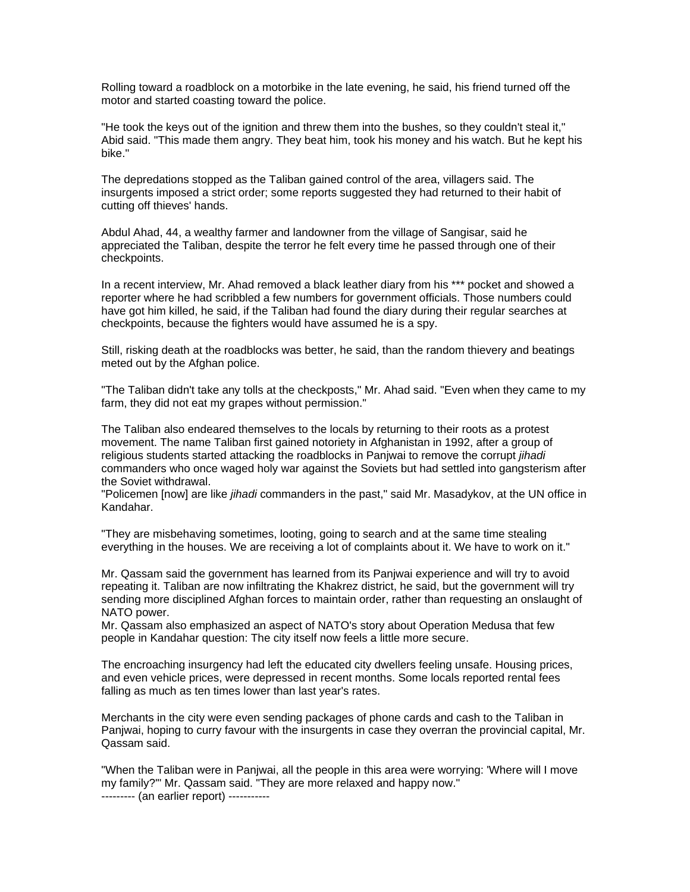Rolling toward a roadblock on a motorbike in the late evening, he said, his friend turned off the motor and started coasting toward the police.

"He took the keys out of the ignition and threw them into the bushes, so they couldn't steal it," Abid said. "This made them angry. They beat him, took his money and his watch. But he kept his bike."

The depredations stopped as the Taliban gained control of the area, villagers said. The insurgents imposed a strict order; some reports suggested they had returned to their habit of cutting off thieves' hands.

Abdul Ahad, 44, a wealthy farmer and landowner from the village of Sangisar, said he appreciated the Taliban, despite the terror he felt every time he passed through one of their checkpoints.

In a recent interview, Mr. Ahad removed a black leather diary from his *** pocket and showed a reporter where he had scribbled a few numbers for government officials. Those numbers could have got him killed, he said, if the Taliban had found the diary during their regular searches at checkpoints, because the fighters would have assumed he is a spy.

Still, risking death at the roadblocks was better, he said, than the random thievery and beatings meted out by the Afghan police.

"The Taliban didn't take any tolls at the checkposts," Mr. Ahad said. "Even when they came to my farm, they did not eat my grapes without permission."

The Taliban also endeared themselves to the locals by returning to their roots as a protest movement. The name Taliban first gained notoriety in Afghanistan in 1992, after a group of religious students started attacking the roadblocks in Panjwai to remove the corrupt *jihadi* commanders who once waged holy war against the Soviets but had settled into gangsterism after the Soviet withdrawal.
"Policemen [now] are like *jihadi* commanders in the past," said Mr. Masadykov, at the UN office in Kandahar.

"They are misbehaving sometimes, looting, going to search and at the same time stealing everything in the houses. We are receiving a lot of complaints about it. We have to work on it."

Mr. Qassam said the government has learned from its Panjwai experience and will try to avoid repeating it. Taliban are now infiltrating the Khakrez district, he said, but the government will try sending more disciplined Afghan forces to maintain order, rather than requesting an onslaught of NATO power.
Mr. Qassam also emphasized an aspect of NATO's story about Operation Medusa that few people in Kandahar question: The city itself now feels a little more secure.

The encroaching insurgency had left the educated city dwellers feeling unsafe. Housing prices, and even vehicle prices, were depressed in recent months. Some locals reported rental fees falling as much as ten times lower than last year's rates.

Merchants in the city were even sending packages of phone cards and cash to the Taliban in Panjwai, hoping to curry favour with the insurgents in case they overran the provincial capital, Mr. Qassam said.

"When the Taliban were in Panjwai, all the people in this area were worrying: 'Where will I move my family?'" Mr. Qassam said. "They are more relaxed and happy now."
--------- (an earlier report) -----------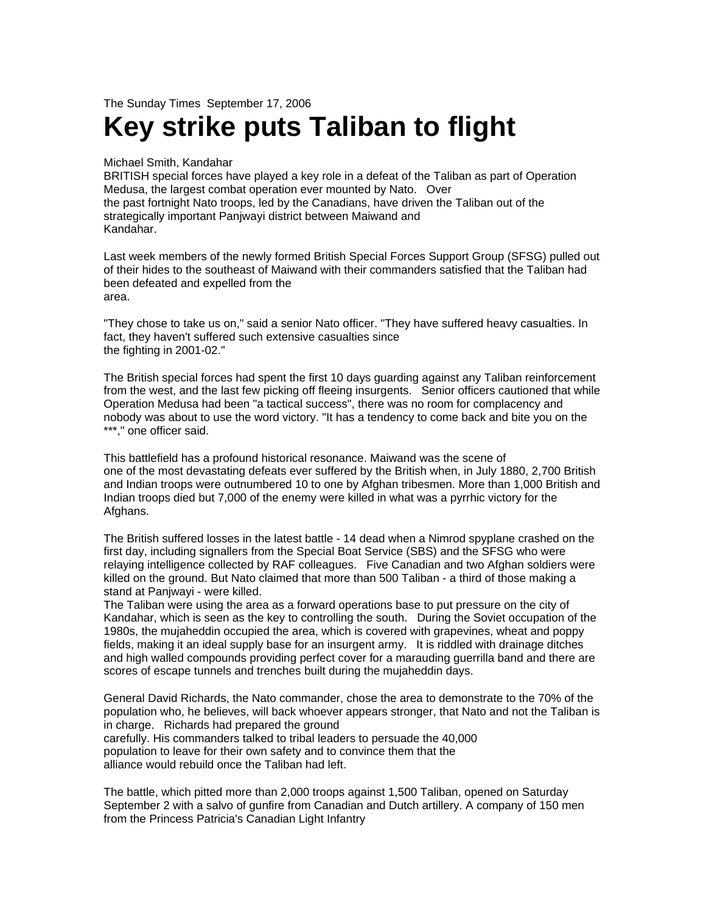The Sunday Times September 17, 2006

# Key strike puts Taliban to flight

Michael Smith, Kandahar

BRITISH special forces have played a key role in a defeat of the Taliban as part of Operation Medusa, the largest combat operation ever mounted by Nato. Over the past fortnight Nato troops, led by the Canadians, have driven the Taliban out of the strategically important Panjwayi district between Maiwand and Kandahar.

Last week members of the newly formed British Special Forces Support Group (SFSG) pulled out of their hides to the southeast of Maiwand with their commanders satisfied that the Taliban had been defeated and expelled from the area.

"They chose to take us on," said a senior Nato officer. "They have suffered heavy casualties. In fact, they haven't suffered such extensive casualties since the fighting in 2001-02."

The British special forces had spent the first 10 days guarding against any Taliban reinforcement from the west, and the last few picking off fleeing insurgents. Senior officers cautioned that while Operation Medusa had been "a tactical success", there was no room for complacency and nobody was about to use the word victory. "It has a tendency to come back and bite you on the ***," one officer said.

This battlefield has a profound historical resonance. Maiwand was the scene of one of the most devastating defeats ever suffered by the British when, in July 1880, 2,700 British and Indian troops were outnumbered 10 to one by Afghan tribesmen. More than 1,000 British and Indian troops died but 7,000 of the enemy were killed in what was a pyrrhic victory for the Afghans.

The British suffered losses in the latest battle - 14 dead when a Nimrod spyplane crashed on the first day, including signallers from the Special Boat Service (SBS) and the SFSG who were relaying intelligence collected by RAF colleagues. Five Canadian and two Afghan soldiers were killed on the ground. But Nato claimed that more than 500 Taliban - a third of those making a stand at Panjwayi - were killed.

The Taliban were using the area as a forward operations base to put pressure on the city of Kandahar, which is seen as the key to controlling the south. During the Soviet occupation of the 1980s, the mujaheddin occupied the area, which is covered with grapevines, wheat and poppy fields, making it an ideal supply base for an insurgent army. It is riddled with drainage ditches and high walled compounds providing perfect cover for a marauding guerrilla band and there are scores of escape tunnels and trenches built during the mujaheddin days.

General David Richards, the Nato commander, chose the area to demonstrate to the 70% of the population who, he believes, will back whoever appears stronger, that Nato and not the Taliban is in charge. Richards had prepared the ground carefully. His commanders talked to tribal leaders to persuade the 40,000 population to leave for their own safety and to convince them that the alliance would rebuild once the Taliban had left.

The battle, which pitted more than 2,000 troops against 1,500 Taliban, opened on Saturday September 2 with a salvo of gunfire from Canadian and Dutch artillery. A company of 150 men from the Princess Patricia's Canadian Light Infantry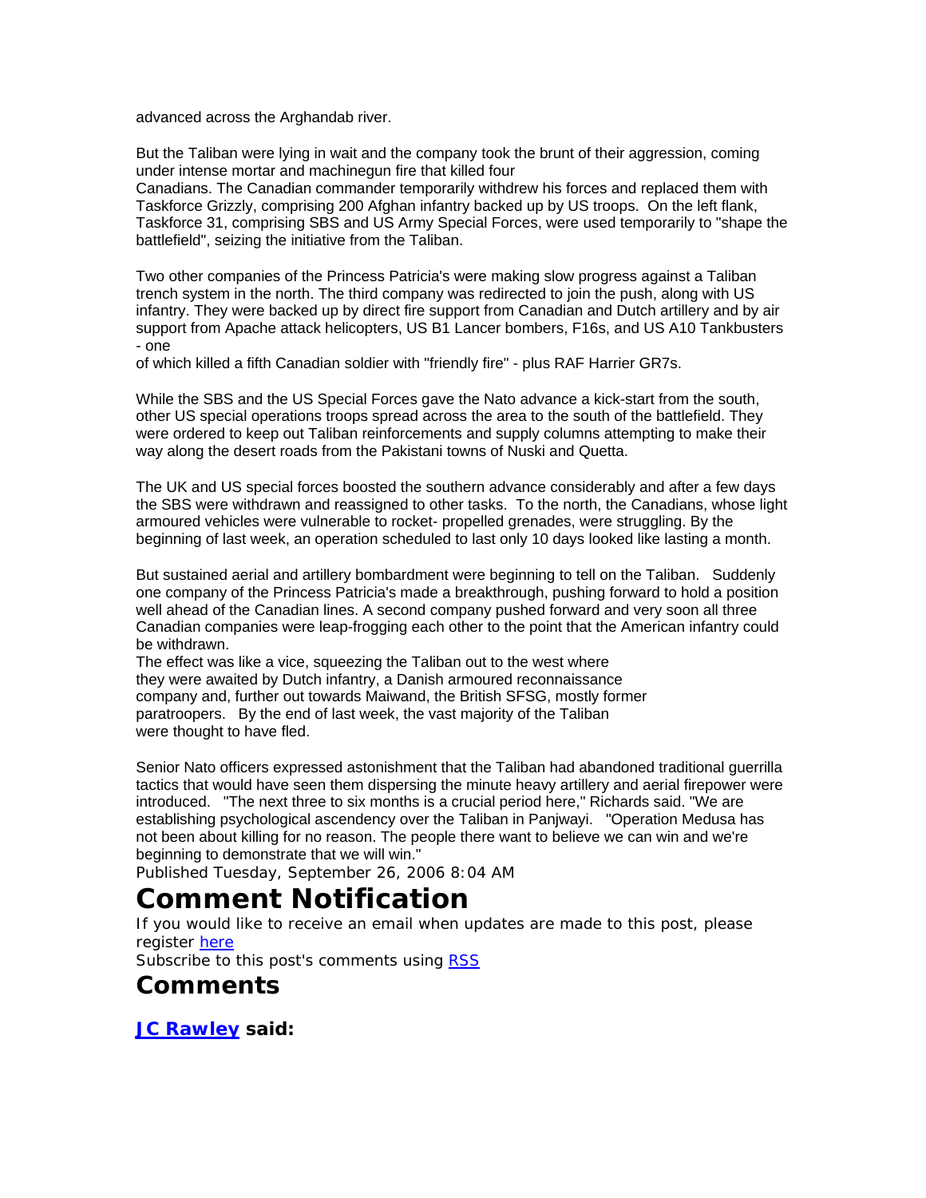advanced across the Arghandab river.

But the Taliban were lying in wait and the company took the brunt of their aggression, coming under intense mortar and machinegun fire that killed four Canadians. The Canadian commander temporarily withdrew his forces and replaced them with Taskforce Grizzly, comprising 200 Afghan infantry backed up by US troops. On the left flank, Taskforce 31, comprising SBS and US Army Special Forces, were used temporarily to "shape the battlefield", seizing the initiative from the Taliban.

Two other companies of the Princess Patricia's were making slow progress against a Taliban trench system in the north. The third company was redirected to join the push, along with US infantry. They were backed up by direct fire support from Canadian and Dutch artillery and by air support from Apache attack helicopters, US B1 Lancer bombers, F16s, and US A10 Tankbusters - one of which killed a fifth Canadian soldier with "friendly fire" - plus RAF Harrier GR7s.

While the SBS and the US Special Forces gave the Nato advance a kick-start from the south, other US special operations troops spread across the area to the south of the battlefield. They were ordered to keep out Taliban reinforcements and supply columns attempting to make their way along the desert roads from the Pakistani towns of Nuski and Quetta.

The UK and US special forces boosted the southern advance considerably and after a few days the SBS were withdrawn and reassigned to other tasks. To the north, the Canadians, whose light armoured vehicles were vulnerable to rocket- propelled grenades, were struggling. By the beginning of last week, an operation scheduled to last only 10 days looked like lasting a month.

But sustained aerial and artillery bombardment were beginning to tell on the Taliban. Suddenly one company of the Princess Patricia's made a breakthrough, pushing forward to hold a position well ahead of the Canadian lines. A second company pushed forward and very soon all three Canadian companies were leap-frogging each other to the point that the American infantry could be withdrawn.
The effect was like a vice, squeezing the Taliban out to the west where they were awaited by Dutch infantry, a Danish armoured reconnaissance company and, further out towards Maiwand, the British SFSG, mostly former paratroopers. By the end of last week, the vast majority of the Taliban were thought to have fled.

Senior Nato officers expressed astonishment that the Taliban had abandoned traditional guerrilla tactics that would have seen them dispersing the minute heavy artillery and aerial firepower were introduced. "The next three to six months is a crucial period here," Richards said. "We are establishing psychological ascendency over the Taliban in Panjwayi. "Operation Medusa has not been about killing for no reason. The people there want to believe we can win and we're beginning to demonstrate that we will win."

Published Tuesday, September 26, 2006 8:04 AM

# Comment Notification

If you would like to receive an email when updates are made to this post, please register here

Subscribe to this post's comments using RSS

## Comments

**JC Rawley said:**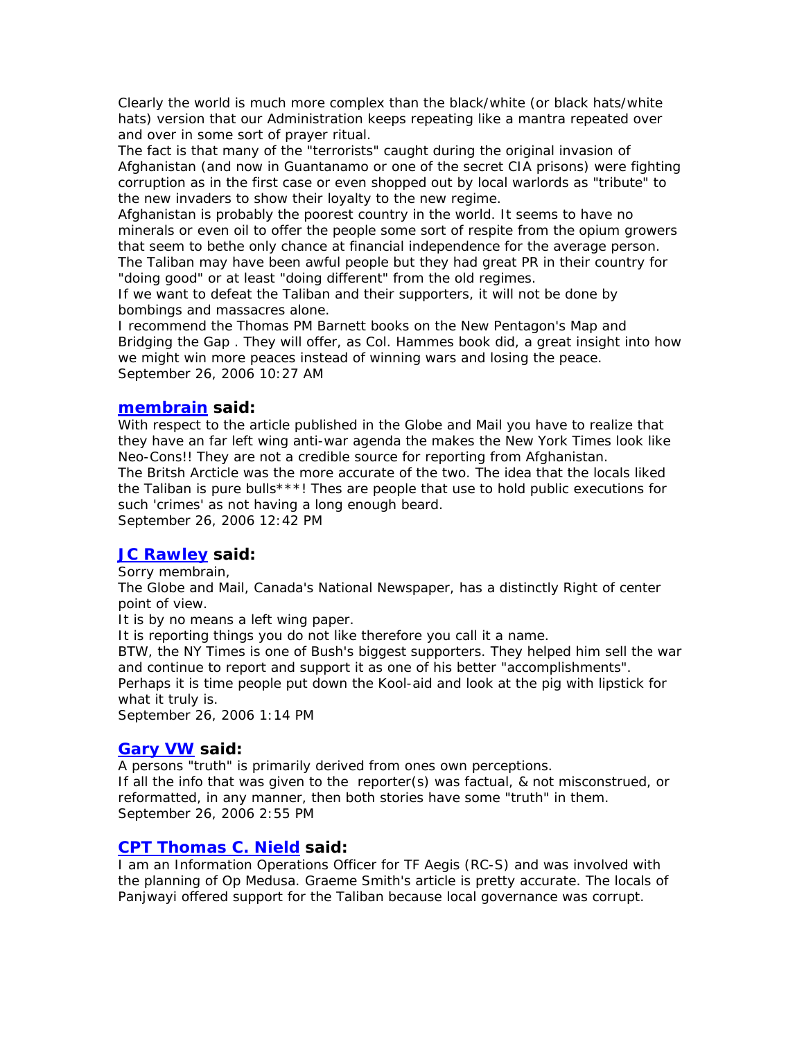Clearly the world is much more complex than the black/white (or black hats/white hats) version that our Administration keeps repeating like a mantra repeated over and over in some sort of prayer ritual.
The fact is that many of the "terrorists" caught during the original invasion of Afghanistan (and now in Guantanamo or one of the secret CIA prisons) were fighting corruption as in the first case or even shopped out by local warlords as "tribute" to the new invaders to show their loyalty to the new regime.
Afghanistan is probably the poorest country in the world. It seems to have no minerals or even oil to offer the people some sort of respite from the opium growers that seem to bethe only chance at financial independence for the average person.
The Taliban may have been awful people but they had great PR in their country for "doing good" or at least "doing different" from the old regimes.
If we want to defeat the Taliban and their supporters, it will not be done by bombings and massacres alone.
I recommend the Thomas PM Barnett books on the New Pentagon's Map and Bridging the Gap . They will offer, as Col. Hammes book did, a great insight into how we might win more peaces instead of winning wars and losing the peace.
September 26, 2006 10:27 AM

### membrain said:

With respect to the article published in the Globe and Mail you have to realize that they have an far left wing anti-war agenda the makes the New York Times look like Neo-Cons!! They are not a credible source for reporting from Afghanistan.
The Britsh Arcticle was the more accurate of the two. The idea that the locals liked the Taliban is pure bulls***! Thes are people that use to hold public executions for such 'crimes' as not having a long enough beard.
September 26, 2006 12:42 PM

### JC Rawley said:

Sorry membrain,
The Globe and Mail, Canada's National Newspaper, has a distinctly Right of center point of view.
It is by no means a left wing paper.
It is reporting things you do not like therefore you call it a name.
BTW, the NY Times is one of Bush's biggest supporters. They helped him sell the war and continue to report and support it as one of his better "accomplishments".
Perhaps it is time people put down the Kool-aid and look at the pig with lipstick for what it truly is.
September 26, 2006 1:14 PM

### Gary VW said:

A persons "truth" is primarily derived from ones own perceptions.
If all the info that was given to the reporter(s) was factual, & not misconstrued, or reformatted, in any manner, then both stories have some "truth" in them.
September 26, 2006 2:55 PM

### CPT Thomas C. Nield said:

I am an Information Operations Officer for TF Aegis (RC-S) and was involved with the planning of Op Medusa. Graeme Smith's article is pretty accurate. The locals of Panjwayi offered support for the Taliban because local governance was corrupt.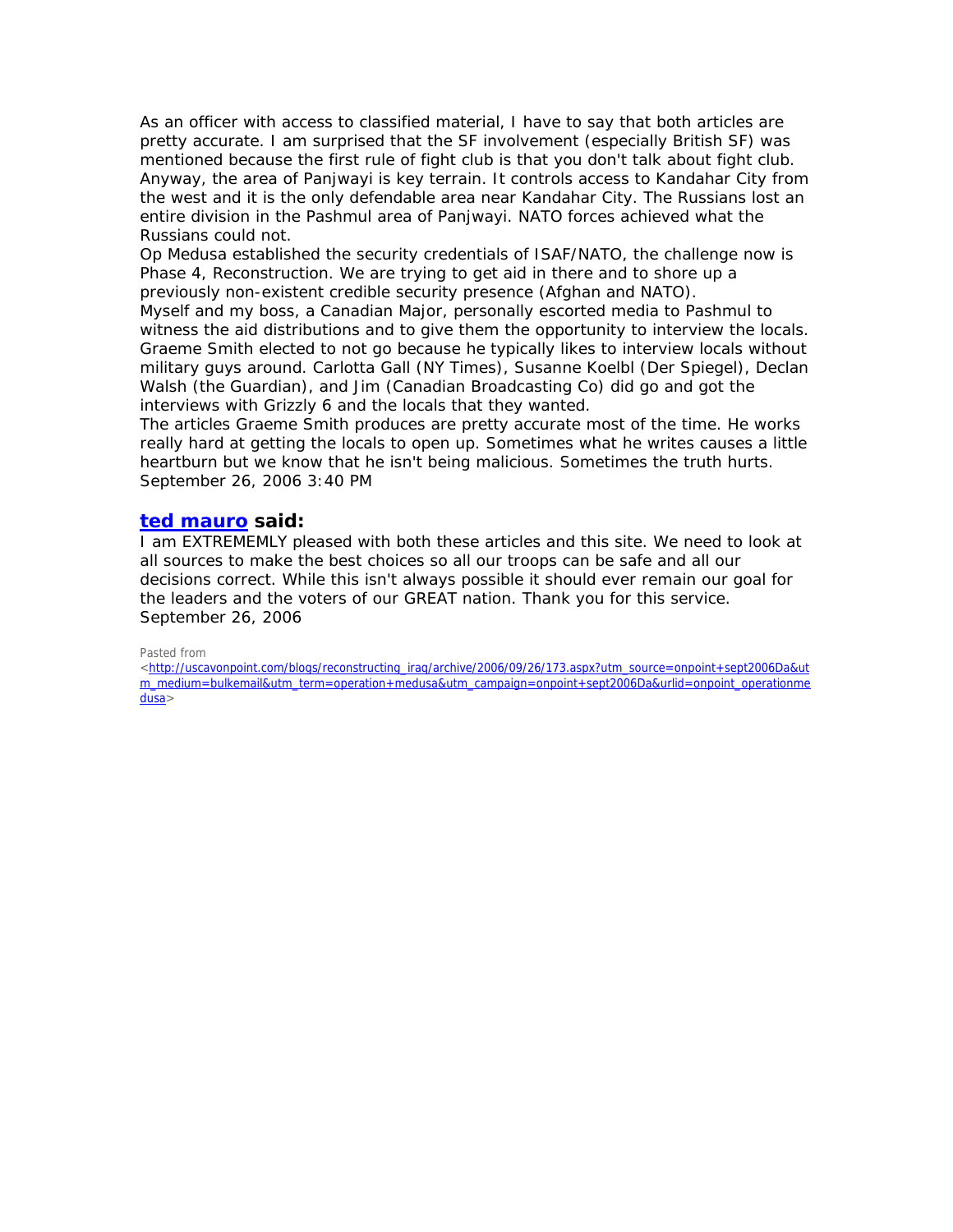As an officer with access to classified material, I have to say that both articles are pretty accurate. I am surprised that the SF involvement (especially British SF) was mentioned because the first rule of fight club is that you don't talk about fight club. Anyway, the area of Panjwayi is key terrain. It controls access to Kandahar City from the west and it is the only defendable area near Kandahar City. The Russians lost an entire division in the Pashmul area of Panjwayi. NATO forces achieved what the Russians could not.

Op Medusa established the security credentials of ISAF/NATO, the challenge now is Phase 4, Reconstruction. We are trying to get aid in there and to shore up a previously non-existent credible security presence (Afghan and NATO).

Myself and my boss, a Canadian Major, personally escorted media to Pashmul to witness the aid distributions and to give them the opportunity to interview the locals. Graeme Smith elected to not go because he typically likes to interview locals without military guys around. Carlotta Gall (NY Times), Susanne Koelbl (Der Spiegel), Declan Walsh (the Guardian), and Jim (Canadian Broadcasting Co) did go and got the interviews with Grizzly 6 and the locals that they wanted.

The articles Graeme Smith produces are pretty accurate most of the time. He works really hard at getting the locals to open up. Sometimes what he writes causes a little heartburn but we know that he isn't being malicious. Sometimes the truth hurts.

September 26, 2006 3:40 PM

**[ted mauro](#) said:**

I am EXTREMEMLY pleased with both these articles and this site. We need to look at all sources to make the best choices so all our troops can be safe and all our decisions correct. While this isn't always possible it should ever remain our goal for the leaders and the voters of our GREAT nation. Thank you for this service.

September 26, 2006

Pasted from
<http://uscavonpoint.com/blogs/reconstructing_iraq/archive/2006/09/26/173.aspx?utm_source=onpoint+sept2006Da&utm_medium=bulkemail&utm_term=operation+medusa&utm_campaign=onpoint+sept2006Da&urlid=onpoint_operationmedusa>